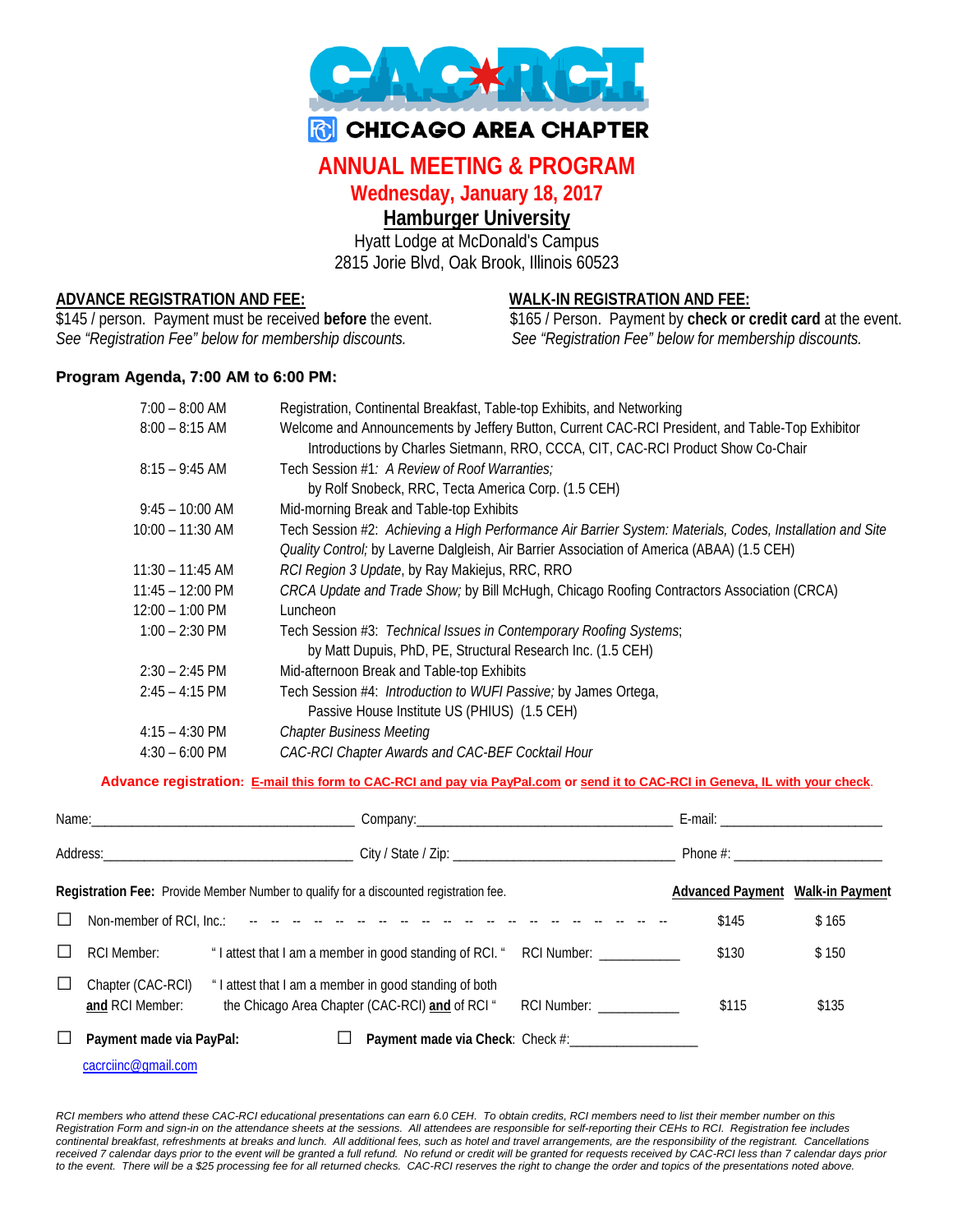# CAC-RCI

**CHICAGO AREA CHAPTER**

## ANNUAL MEETING & PROGRAM

### Wednesday, January 18, 2017

**Hamburger University**

Hyatt Lodge at McDonald's Campus
2815 Jorie Blvd, Oak Brook, Illinois 60523

**ADVANCE REGISTRATION AND FEE:**
$145 / person. Payment must be received **before** the event.
*See "Registration Fee" below for membership discounts.*

**WALK-IN REGISTRATION AND FEE:**
$165 / Person. Payment by **check or credit card** at the event.
*See "Registration Fee" below for membership discounts.*

**Program Agenda, 7:00 AM to 6:00 PM:**

| Time | Program |
|---|---|
| 7:00 – 8:00 AM | Registration, Continental Breakfast, Table-top Exhibits, and Networking |
| 8:00 – 8:15 AM | Welcome and Announcements by Jeffery Button, Current CAC-RCI President, and Table-Top Exhibitor Introductions by Charles Sietmann, RRO, CCCA, CIT, CAC-RCI Product Show Co-Chair |
| 8:15 – 9:45 AM | Tech Session #1: *A Review of Roof Warranties;* by Rolf Snobeck, RRC, Tecta America Corp. (1.5 CEH) |
| 9:45 – 10:00 AM | Mid-morning Break and Table-top Exhibits |
| 10:00 – 11:30 AM | Tech Session #2: *Achieving a High Performance Air Barrier System: Materials, Codes, Installation and Site Quality Control;* by Laverne Dalgleish, Air Barrier Association of America (ABAA) (1.5 CEH) |
| 11:30 – 11:45 AM | *RCI Region 3 Update*, by Ray Makiejus, RRC, RRO |
| 11:45 – 12:00 PM | *CRCA Update and Trade Show;* by Bill McHugh, Chicago Roofing Contractors Association (CRCA) |
| 12:00 – 1:00 PM | Luncheon |
| 1:00 – 2:30 PM | Tech Session #3: *Technical Issues in Contemporary Roofing Systems*; by Matt Dupuis, PhD, PE, Structural Research Inc. (1.5 CEH) |
| 2:30 – 2:45 PM | Mid-afternoon Break and Table-top Exhibits |
| 2:45 – 4:15 PM | Tech Session #4: *Introduction to WUFI Passive;* by James Ortega, Passive House Institute US (PHIUS) (1.5 CEH) |
| 4:15 – 4:30 PM | *Chapter Business Meeting* |
| 4:30 – 6:00 PM | *CAC-RCI Chapter Awards and CAC-BEF Cocktail Hour* |

**Advance registration: E-mail this form to CAC-RCI and pay via PayPal.com or send it to CAC-RCI in Geneva, IL with your check.**

Name:______________________ Company:______________________ E-mail: ______________________

Address:______________________ City / State / Zip: ______________________ Phone #: ______________________

| **Registration Fee:** Provide Member Number to qualify for a discounted registration fee. | | **Advanced Payment** | **Walk-in Payment** |
|---|---|---|---|
| ☐ Non-member of RCI, Inc.: | | $145 | $ 165 |
| ☐ RCI Member: | " I attest that I am a member in good standing of RCI. " RCI Number: ___________ | $130 | $ 150 |
| ☐ Chapter (CAC-RCI) **and** RCI Member: | " I attest that I am a member in good standing of both the Chicago Area Chapter (CAC-RCI) **and** of RCI " RCI Number: ___________ | $115 | $135 |

☐ **Payment made via PayPal:** cacrciinc@gmail.com

☐ **Payment made via Check**: Check #:__________________

*RCI members who attend these CAC-RCI educational presentations can earn 6.0 CEH. To obtain credits, RCI members need to list their member number on this Registration Form and sign-in on the attendance sheets at the sessions. All attendees are responsible for self-reporting their CEHs to RCI. Registration fee includes continental breakfast, refreshments at breaks and lunch. All additional fees, such as hotel and travel arrangements, are the responsibility of the registrant. Cancellations received 7 calendar days prior to the event will be granted a full refund. No refund or credit will be granted for requests received by CAC-RCI less than 7 calendar days prior to the event. There will be a $25 processing fee for all returned checks. CAC-RCI reserves the right to change the order and topics of the presentations noted above.*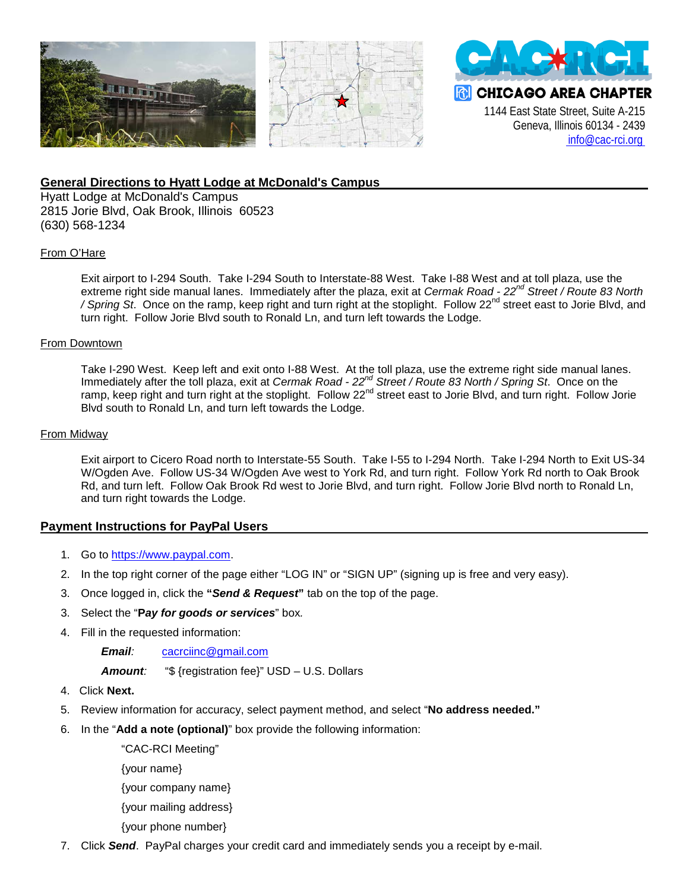CAC-RCI
CHICAGO AREA CHAPTER
1144 East State Street, Suite A-215
Geneva, Illinois 60134 - 2439
info@cac-rci.org

## General Directions to Hyatt Lodge at McDonald's Campus

Hyatt Lodge at McDonald's Campus
2815 Jorie Blvd, Oak Brook, Illinois 60523
(630) 568-1234

### From O'Hare

Exit airport to I-294 South. Take I-294 South to Interstate-88 West. Take I-88 West and at toll plaza, use the extreme right side manual lanes. Immediately after the plaza, exit at *Cermak Road - 22nd Street / Route 83 North / Spring St*. Once on the ramp, keep right and turn right at the stoplight. Follow 22nd street east to Jorie Blvd, and turn right. Follow Jorie Blvd south to Ronald Ln, and turn left towards the Lodge.

### From Downtown

Take I-290 West. Keep left and exit onto I-88 West. At the toll plaza, use the extreme right side manual lanes. Immediately after the toll plaza, exit at *Cermak Road - 22nd Street / Route 83 North / Spring St*. Once on the ramp, keep right and turn right at the stoplight. Follow 22nd street east to Jorie Blvd, and turn right. Follow Jorie Blvd south to Ronald Ln, and turn left towards the Lodge.

### From Midway

Exit airport to Cicero Road north to Interstate-55 South. Take I-55 to I-294 North. Take I-294 North to Exit US-34 W/Ogden Ave. Follow US-34 W/Ogden Ave west to York Rd, and turn right. Follow York Rd north to Oak Brook Rd, and turn left. Follow Oak Brook Rd west to Jorie Blvd, and turn right. Follow Jorie Blvd north to Ronald Ln, and turn right towards the Lodge.

## Payment Instructions for PayPal Users

1. Go to https://www.paypal.com.
2. In the top right corner of the page either "LOG IN" or "SIGN UP" (signing up is free and very easy).
3. Once logged in, click the **"*Send & Request*"** tab on the top of the page.
3. Select the "***Pay for goods or services***" box.
4. Fill in the requested information:

   ***Email***: cacrciinc@gmail.com

   ***Amount***: "$ {registration fee}" USD – U.S. Dollars

4. Click **Next.**
5. Review information for accuracy, select payment method, and select "**No address needed."**
6. In the "**Add a note (optional)**" box provide the following information:

   "CAC-RCI Meeting"

   {your name}

   {your company name}

   {your mailing address}

   {your phone number}

7. Click ***Send***. PayPal charges your credit card and immediately sends you a receipt by e-mail.